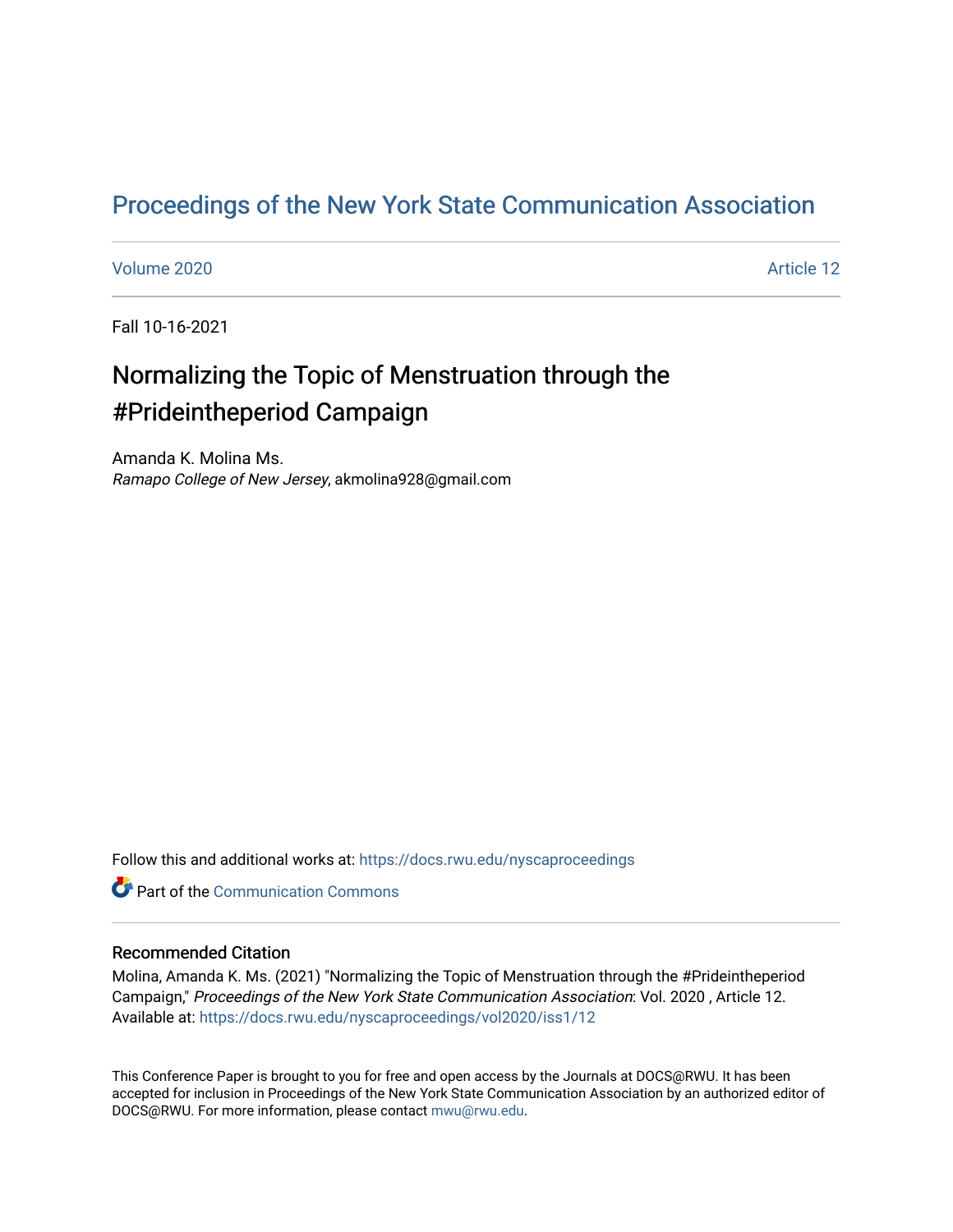# Proceedings of the New York State Communication Association

Volume 2020 | Article 12

Fall 10-16-2021

## Normalizing the Topic of Menstruation through the #Prideintheperiod Campaign

Amanda K. Molina Ms.
*Ramapo College of New Jersey*, akmolina928@gmail.com

Follow this and additional works at: https://docs.rwu.edu/nyscaproceedings

Part of the Communication Commons

### Recommended Citation

Molina, Amanda K. Ms. (2021) "Normalizing the Topic of Menstruation through the #Prideintheperiod Campaign," *Proceedings of the New York State Communication Association*: Vol. 2020 , Article 12.
Available at: https://docs.rwu.edu/nyscaproceedings/vol2020/iss1/12

This Conference Paper is brought to you for free and open access by the Journals at DOCS@RWU. It has been accepted for inclusion in Proceedings of the New York State Communication Association by an authorized editor of DOCS@RWU. For more information, please contact mwu@rwu.edu.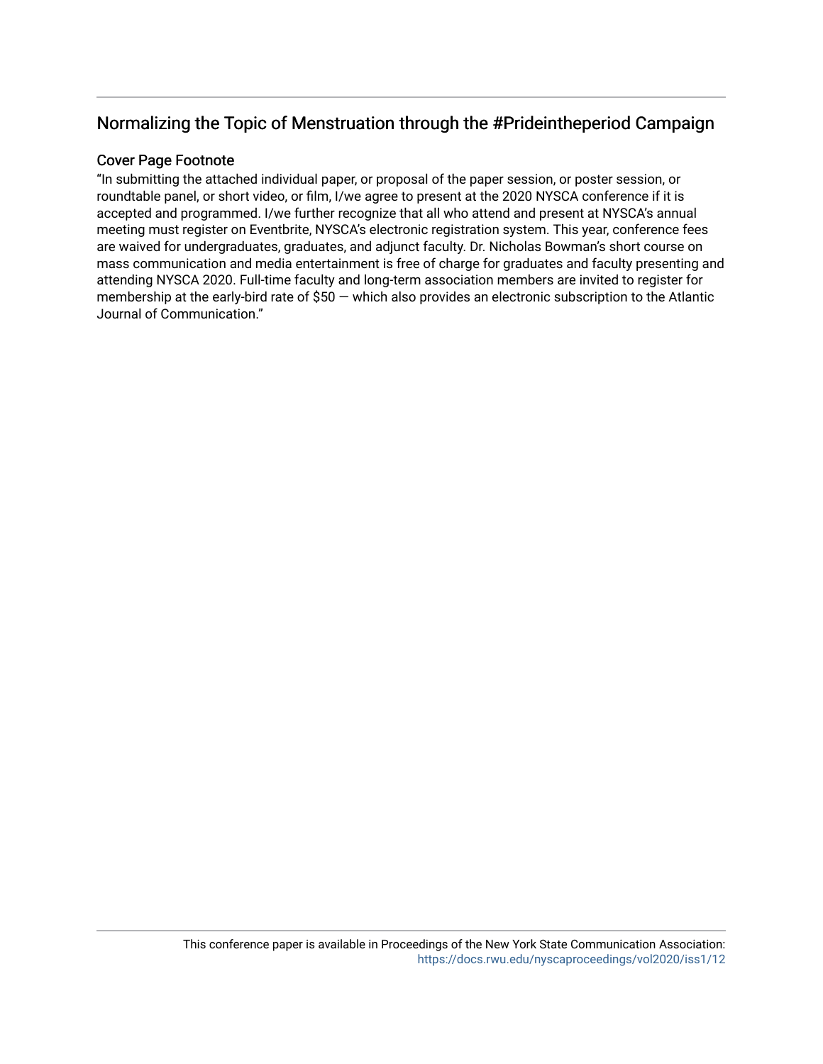## Normalizing the Topic of Menstruation through the #Prideintheperiod Campaign

### Cover Page Footnote

"In submitting the attached individual paper, or proposal of the paper session, or poster session, or roundtable panel, or short video, or film, I/we agree to present at the 2020 NYSCA conference if it is accepted and programmed. I/we further recognize that all who attend and present at NYSCA's annual meeting must register on Eventbrite, NYSCA's electronic registration system. This year, conference fees are waived for undergraduates, graduates, and adjunct faculty. Dr. Nicholas Bowman's short course on mass communication and media entertainment is free of charge for graduates and faculty presenting and attending NYSCA 2020. Full-time faculty and long-term association members are invited to register for membership at the early-bird rate of $50 — which also provides an electronic subscription to the Atlantic Journal of Communication."

This conference paper is available in Proceedings of the New York State Communication Association: https://docs.rwu.edu/nyscaproceedings/vol2020/iss1/12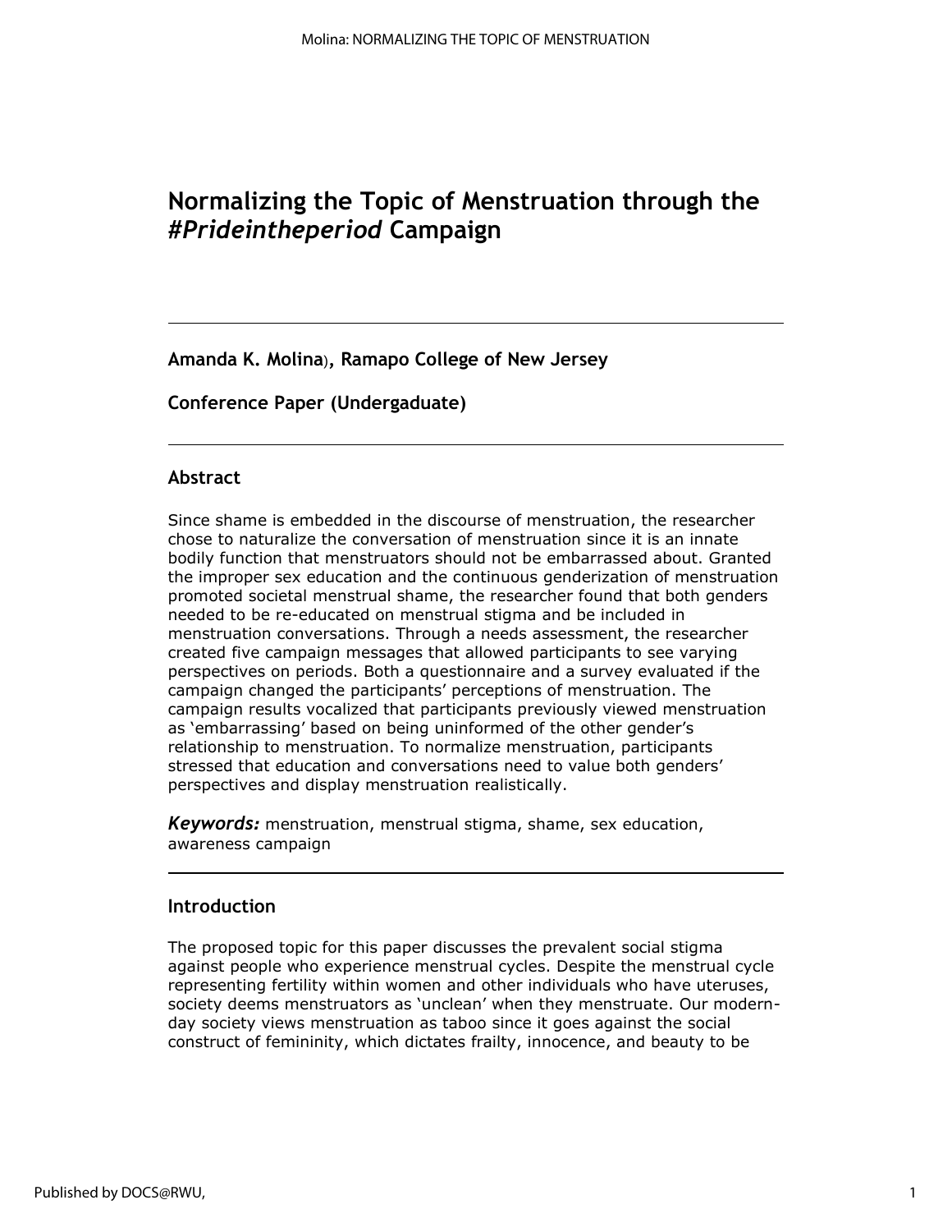# Normalizing the Topic of Menstruation through the *#Prideintheperiod* Campaign

---

**Amanda K. Molina**), **Ramapo College of New Jersey**

**Conference Paper (Undergaduate)**

---

## Abstract

Since shame is embedded in the discourse of menstruation, the researcher chose to naturalize the conversation of menstruation since it is an innate bodily function that menstruators should not be embarrassed about. Granted the improper sex education and the continuous genderization of menstruation promoted societal menstrual shame, the researcher found that both genders needed to be re-educated on menstrual stigma and be included in menstruation conversations. Through a needs assessment, the researcher created five campaign messages that allowed participants to see varying perspectives on periods. Both a questionnaire and a survey evaluated if the campaign changed the participants' perceptions of menstruation. The campaign results vocalized that participants previously viewed menstruation as 'embarrassing' based on being uninformed of the other gender's relationship to menstruation. To normalize menstruation, participants stressed that education and conversations need to value both genders' perspectives and display menstruation realistically.

***Keywords:*** menstruation, menstrual stigma, shame, sex education, awareness campaign

---

## Introduction

The proposed topic for this paper discusses the prevalent social stigma against people who experience menstrual cycles. Despite the menstrual cycle representing fertility within women and other individuals who have uteruses, society deems menstruators as 'unclean' when they menstruate. Our modern-day society views menstruation as taboo since it goes against the social construct of femininity, which dictates frailty, innocence, and beauty to be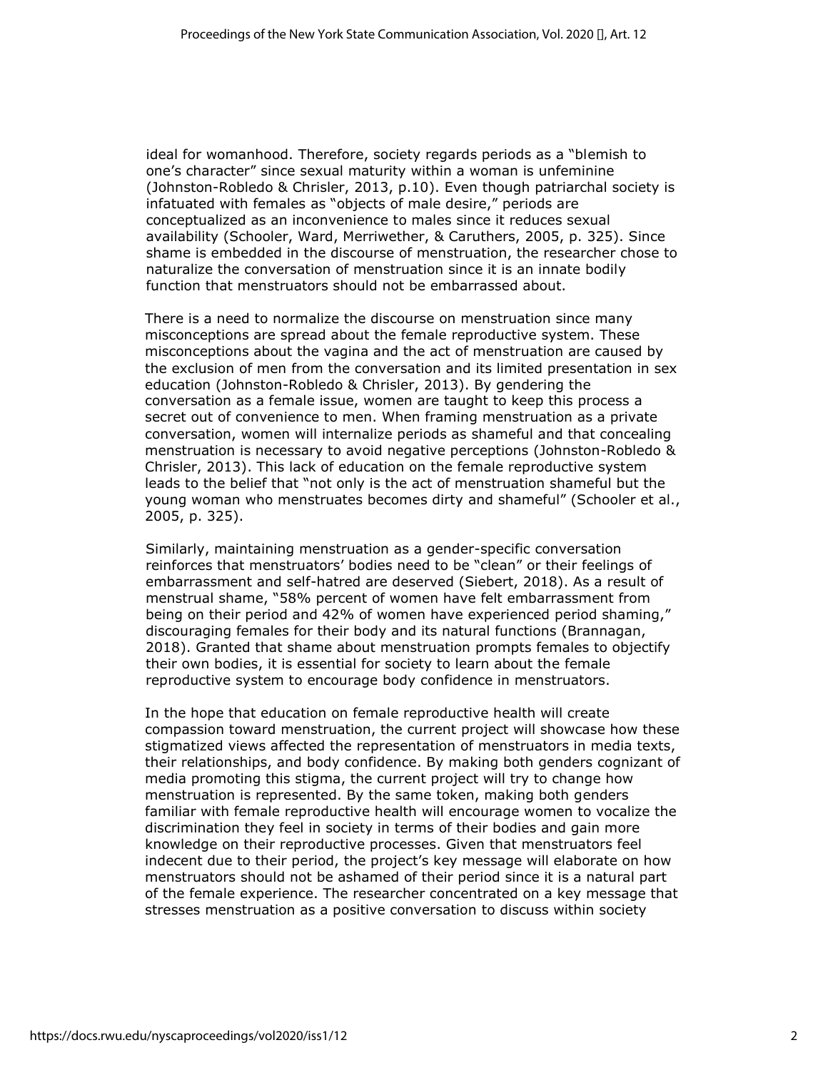ideal for womanhood. Therefore, society regards periods as a "blemish to one's character" since sexual maturity within a woman is unfeminine (Johnston-Robledo & Chrisler, 2013, p.10). Even though patriarchal society is infatuated with females as "objects of male desire," periods are conceptualized as an inconvenience to males since it reduces sexual availability (Schooler, Ward, Merriwether, & Caruthers, 2005, p. 325). Since shame is embedded in the discourse of menstruation, the researcher chose to naturalize the conversation of menstruation since it is an innate bodily function that menstruators should not be embarrassed about.

There is a need to normalize the discourse on menstruation since many misconceptions are spread about the female reproductive system. These misconceptions about the vagina and the act of menstruation are caused by the exclusion of men from the conversation and its limited presentation in sex education (Johnston-Robledo & Chrisler, 2013). By gendering the conversation as a female issue, women are taught to keep this process a secret out of convenience to men. When framing menstruation as a private conversation, women will internalize periods as shameful and that concealing menstruation is necessary to avoid negative perceptions (Johnston-Robledo & Chrisler, 2013). This lack of education on the female reproductive system leads to the belief that "not only is the act of menstruation shameful but the young woman who menstruates becomes dirty and shameful" (Schooler et al., 2005, p. 325).

Similarly, maintaining menstruation as a gender-specific conversation reinforces that menstruators' bodies need to be "clean" or their feelings of embarrassment and self-hatred are deserved (Siebert, 2018). As a result of menstrual shame, "58% percent of women have felt embarrassment from being on their period and 42% of women have experienced period shaming," discouraging females for their body and its natural functions (Brannagan, 2018). Granted that shame about menstruation prompts females to objectify their own bodies, it is essential for society to learn about the female reproductive system to encourage body confidence in menstruators.

In the hope that education on female reproductive health will create compassion toward menstruation, the current project will showcase how these stigmatized views affected the representation of menstruators in media texts, their relationships, and body confidence. By making both genders cognizant of media promoting this stigma, the current project will try to change how menstruation is represented. By the same token, making both genders familiar with female reproductive health will encourage women to vocalize the discrimination they feel in society in terms of their bodies and gain more knowledge on their reproductive processes. Given that menstruators feel indecent due to their period, the project's key message will elaborate on how menstruators should not be ashamed of their period since it is a natural part of the female experience. The researcher concentrated on a key message that stresses menstruation as a positive conversation to discuss within society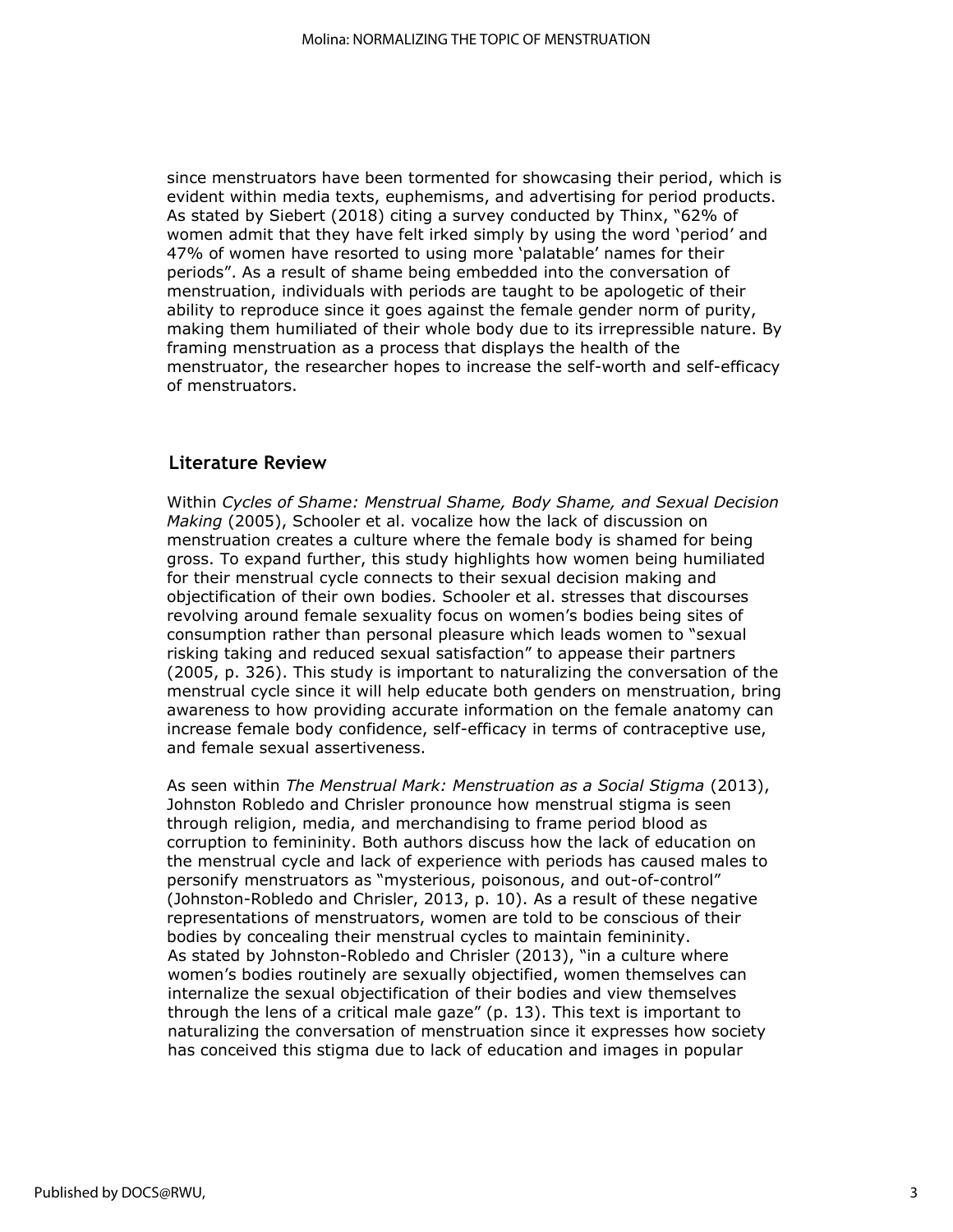since menstruators have been tormented for showcasing their period, which is evident within media texts, euphemisms, and advertising for period products. As stated by Siebert (2018) citing a survey conducted by Thinx, "62% of women admit that they have felt irked simply by using the word 'period' and 47% of women have resorted to using more 'palatable' names for their periods". As a result of shame being embedded into the conversation of menstruation, individuals with periods are taught to be apologetic of their ability to reproduce since it goes against the female gender norm of purity, making them humiliated of their whole body due to its irrepressible nature. By framing menstruation as a process that displays the health of the menstruator, the researcher hopes to increase the self-worth and self-efficacy of menstruators.

## Literature Review

Within *Cycles of Shame: Menstrual Shame, Body Shame, and Sexual Decision Making* (2005), Schooler et al. vocalize how the lack of discussion on menstruation creates a culture where the female body is shamed for being gross. To expand further, this study highlights how women being humiliated for their menstrual cycle connects to their sexual decision making and objectification of their own bodies. Schooler et al. stresses that discourses revolving around female sexuality focus on women's bodies being sites of consumption rather than personal pleasure which leads women to "sexual risking taking and reduced sexual satisfaction" to appease their partners (2005, p. 326). This study is important to naturalizing the conversation of the menstrual cycle since it will help educate both genders on menstruation, bring awareness to how providing accurate information on the female anatomy can increase female body confidence, self-efficacy in terms of contraceptive use, and female sexual assertiveness.

As seen within *The Menstrual Mark: Menstruation as a Social Stigma* (2013), Johnston Robledo and Chrisler pronounce how menstrual stigma is seen through religion, media, and merchandising to frame period blood as corruption to femininity. Both authors discuss how the lack of education on the menstrual cycle and lack of experience with periods has caused males to personify menstruators as "mysterious, poisonous, and out-of-control" (Johnston-Robledo and Chrisler, 2013, p. 10). As a result of these negative representations of menstruators, women are told to be conscious of their bodies by concealing their menstrual cycles to maintain femininity. As stated by Johnston-Robledo and Chrisler (2013), "in a culture where women's bodies routinely are sexually objectified, women themselves can internalize the sexual objectification of their bodies and view themselves through the lens of a critical male gaze" (p. 13). This text is important to naturalizing the conversation of menstruation since it expresses how society has conceived this stigma due to lack of education and images in popular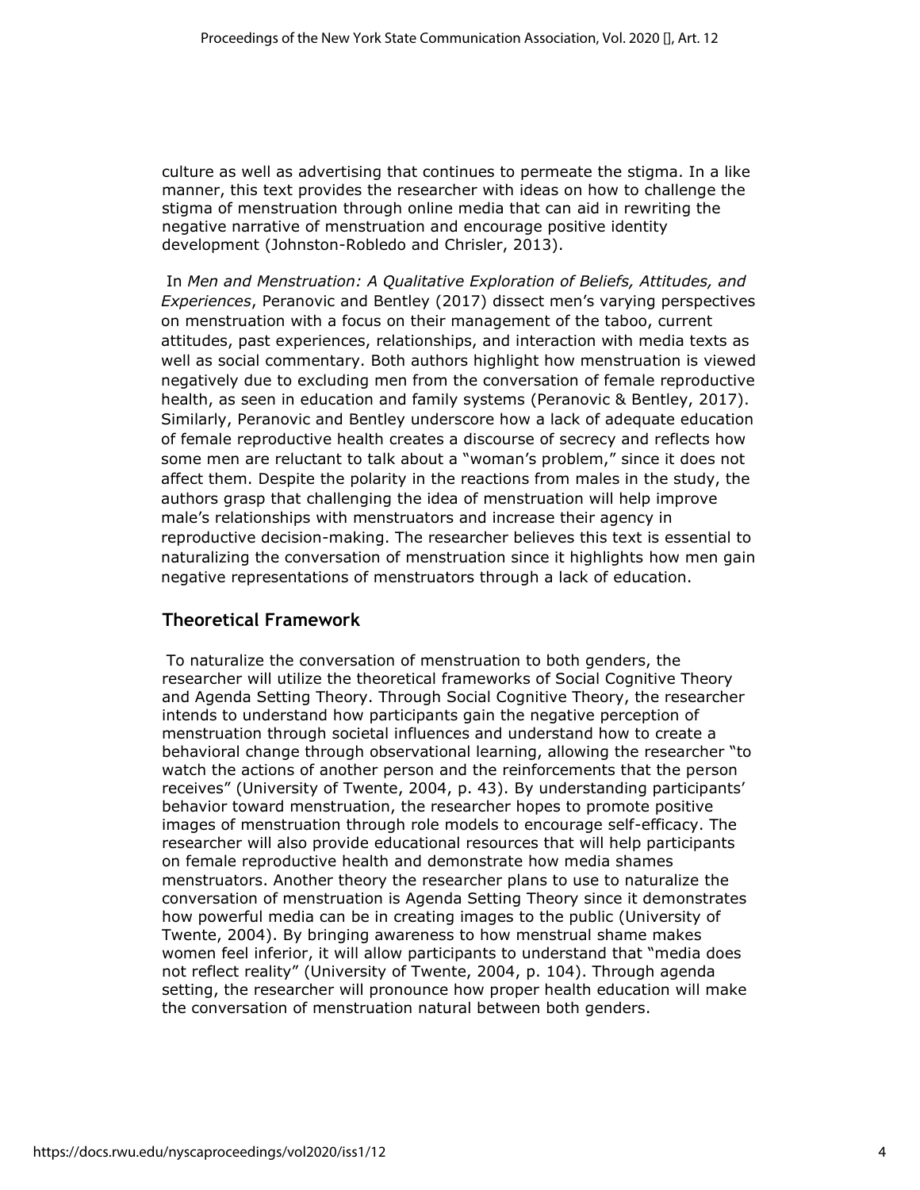culture as well as advertising that continues to permeate the stigma. In a like manner, this text provides the researcher with ideas on how to challenge the stigma of menstruation through online media that can aid in rewriting the negative narrative of menstruation and encourage positive identity development (Johnston-Robledo and Chrisler, 2013).

In *Men and Menstruation: A Qualitative Exploration of Beliefs, Attitudes, and Experiences*, Peranovic and Bentley (2017) dissect men's varying perspectives on menstruation with a focus on their management of the taboo, current attitudes, past experiences, relationships, and interaction with media texts as well as social commentary. Both authors highlight how menstruation is viewed negatively due to excluding men from the conversation of female reproductive health, as seen in education and family systems (Peranovic & Bentley, 2017). Similarly, Peranovic and Bentley underscore how a lack of adequate education of female reproductive health creates a discourse of secrecy and reflects how some men are reluctant to talk about a "woman's problem," since it does not affect them. Despite the polarity in the reactions from males in the study, the authors grasp that challenging the idea of menstruation will help improve male's relationships with menstruators and increase their agency in reproductive decision-making. The researcher believes this text is essential to naturalizing the conversation of menstruation since it highlights how men gain negative representations of menstruators through a lack of education.

## Theoretical Framework

To naturalize the conversation of menstruation to both genders, the researcher will utilize the theoretical frameworks of Social Cognitive Theory and Agenda Setting Theory. Through Social Cognitive Theory, the researcher intends to understand how participants gain the negative perception of menstruation through societal influences and understand how to create a behavioral change through observational learning, allowing the researcher "to watch the actions of another person and the reinforcements that the person receives" (University of Twente, 2004, p. 43). By understanding participants' behavior toward menstruation, the researcher hopes to promote positive images of menstruation through role models to encourage self-efficacy. The researcher will also provide educational resources that will help participants on female reproductive health and demonstrate how media shames menstruators. Another theory the researcher plans to use to naturalize the conversation of menstruation is Agenda Setting Theory since it demonstrates how powerful media can be in creating images to the public (University of Twente, 2004). By bringing awareness to how menstrual shame makes women feel inferior, it will allow participants to understand that "media does not reflect reality" (University of Twente, 2004, p. 104). Through agenda setting, the researcher will pronounce how proper health education will make the conversation of menstruation natural between both genders.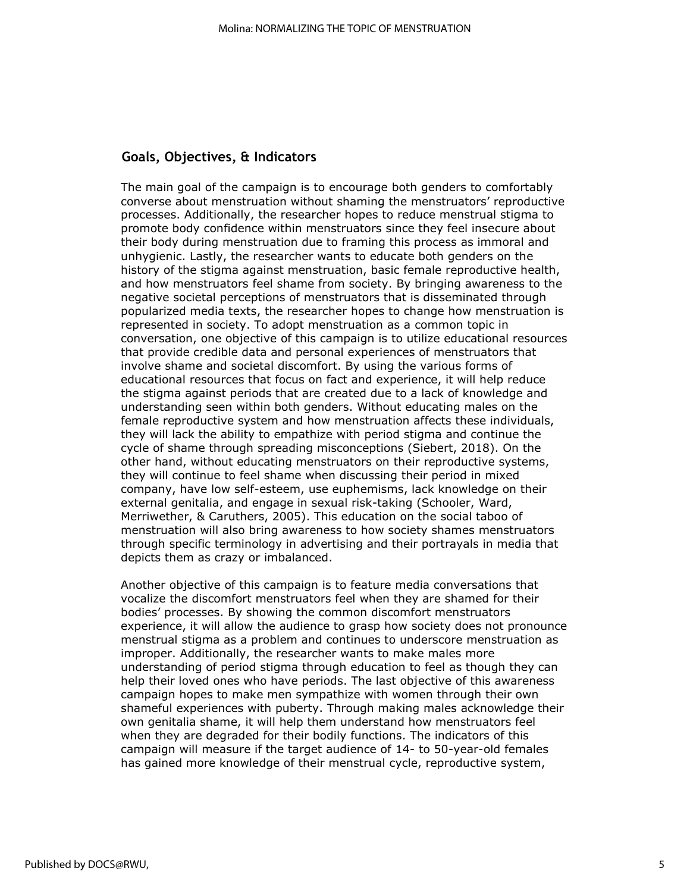## Goals, Objectives, & Indicators

The main goal of the campaign is to encourage both genders to comfortably converse about menstruation without shaming the menstruators' reproductive processes. Additionally, the researcher hopes to reduce menstrual stigma to promote body confidence within menstruators since they feel insecure about their body during menstruation due to framing this process as immoral and unhygienic. Lastly, the researcher wants to educate both genders on the history of the stigma against menstruation, basic female reproductive health, and how menstruators feel shame from society. By bringing awareness to the negative societal perceptions of menstruators that is disseminated through popularized media texts, the researcher hopes to change how menstruation is represented in society. To adopt menstruation as a common topic in conversation, one objective of this campaign is to utilize educational resources that provide credible data and personal experiences of menstruators that involve shame and societal discomfort. By using the various forms of educational resources that focus on fact and experience, it will help reduce the stigma against periods that are created due to a lack of knowledge and understanding seen within both genders. Without educating males on the female reproductive system and how menstruation affects these individuals, they will lack the ability to empathize with period stigma and continue the cycle of shame through spreading misconceptions (Siebert, 2018). On the other hand, without educating menstruators on their reproductive systems, they will continue to feel shame when discussing their period in mixed company, have low self-esteem, use euphemisms, lack knowledge on their external genitalia, and engage in sexual risk-taking (Schooler, Ward, Merriwether, & Caruthers, 2005). This education on the social taboo of menstruation will also bring awareness to how society shames menstruators through specific terminology in advertising and their portrayals in media that depicts them as crazy or imbalanced.

Another objective of this campaign is to feature media conversations that vocalize the discomfort menstruators feel when they are shamed for their bodies' processes. By showing the common discomfort menstruators experience, it will allow the audience to grasp how society does not pronounce menstrual stigma as a problem and continues to underscore menstruation as improper. Additionally, the researcher wants to make males more understanding of period stigma through education to feel as though they can help their loved ones who have periods. The last objective of this awareness campaign hopes to make men sympathize with women through their own shameful experiences with puberty. Through making males acknowledge their own genitalia shame, it will help them understand how menstruators feel when they are degraded for their bodily functions. The indicators of this campaign will measure if the target audience of 14- to 50-year-old females has gained more knowledge of their menstrual cycle, reproductive system,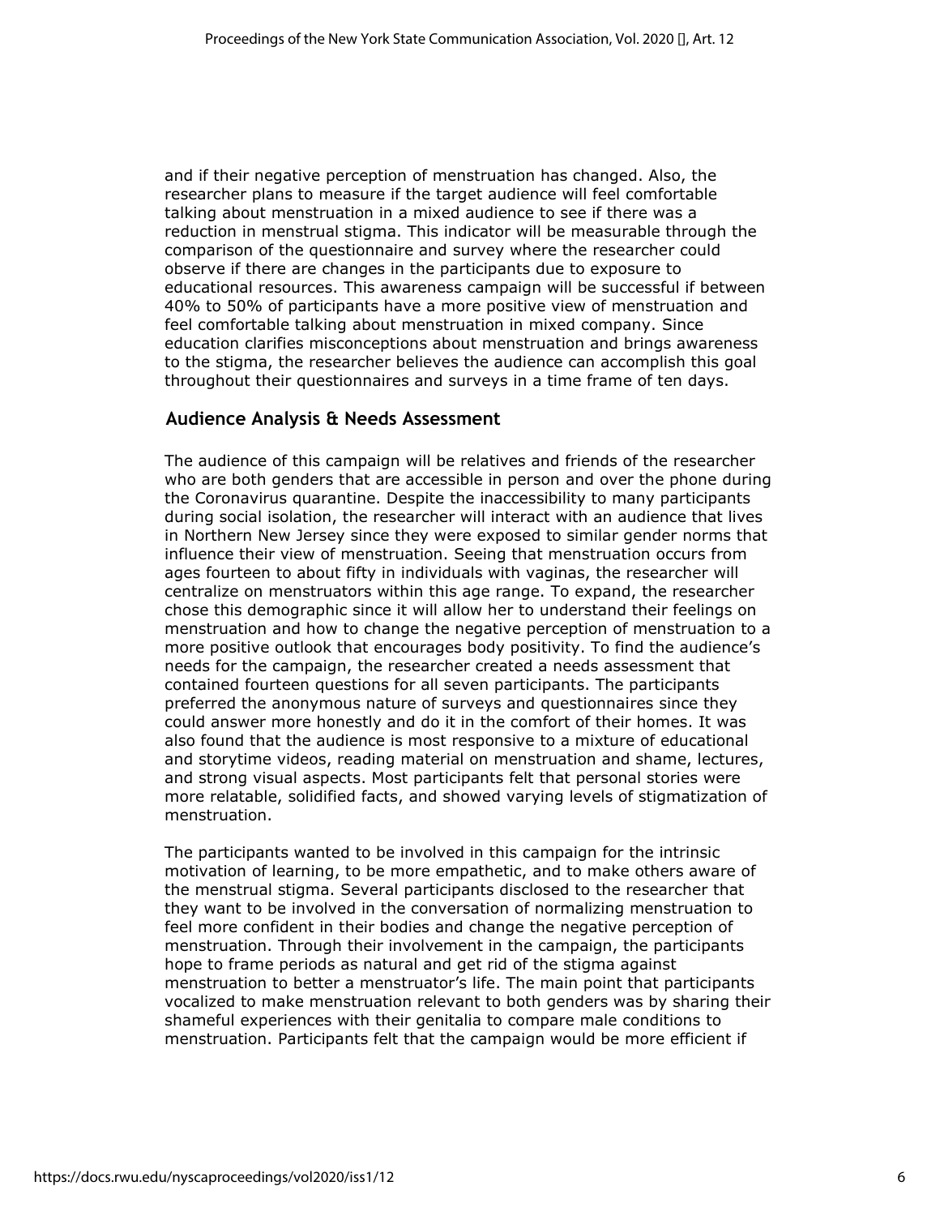and if their negative perception of menstruation has changed. Also, the researcher plans to measure if the target audience will feel comfortable talking about menstruation in a mixed audience to see if there was a reduction in menstrual stigma. This indicator will be measurable through the comparison of the questionnaire and survey where the researcher could observe if there are changes in the participants due to exposure to educational resources. This awareness campaign will be successful if between 40% to 50% of participants have a more positive view of menstruation and feel comfortable talking about menstruation in mixed company. Since education clarifies misconceptions about menstruation and brings awareness to the stigma, the researcher believes the audience can accomplish this goal throughout their questionnaires and surveys in a time frame of ten days.

## Audience Analysis & Needs Assessment

The audience of this campaign will be relatives and friends of the researcher who are both genders that are accessible in person and over the phone during the Coronavirus quarantine. Despite the inaccessibility to many participants during social isolation, the researcher will interact with an audience that lives in Northern New Jersey since they were exposed to similar gender norms that influence their view of menstruation. Seeing that menstruation occurs from ages fourteen to about fifty in individuals with vaginas, the researcher will centralize on menstruators within this age range. To expand, the researcher chose this demographic since it will allow her to understand their feelings on menstruation and how to change the negative perception of menstruation to a more positive outlook that encourages body positivity. To find the audience's needs for the campaign, the researcher created a needs assessment that contained fourteen questions for all seven participants. The participants preferred the anonymous nature of surveys and questionnaires since they could answer more honestly and do it in the comfort of their homes. It was also found that the audience is most responsive to a mixture of educational and storytime videos, reading material on menstruation and shame, lectures, and strong visual aspects. Most participants felt that personal stories were more relatable, solidified facts, and showed varying levels of stigmatization of menstruation.

The participants wanted to be involved in this campaign for the intrinsic motivation of learning, to be more empathetic, and to make others aware of the menstrual stigma. Several participants disclosed to the researcher that they want to be involved in the conversation of normalizing menstruation to feel more confident in their bodies and change the negative perception of menstruation. Through their involvement in the campaign, the participants hope to frame periods as natural and get rid of the stigma against menstruation to better a menstruator's life. The main point that participants vocalized to make menstruation relevant to both genders was by sharing their shameful experiences with their genitalia to compare male conditions to menstruation. Participants felt that the campaign would be more efficient if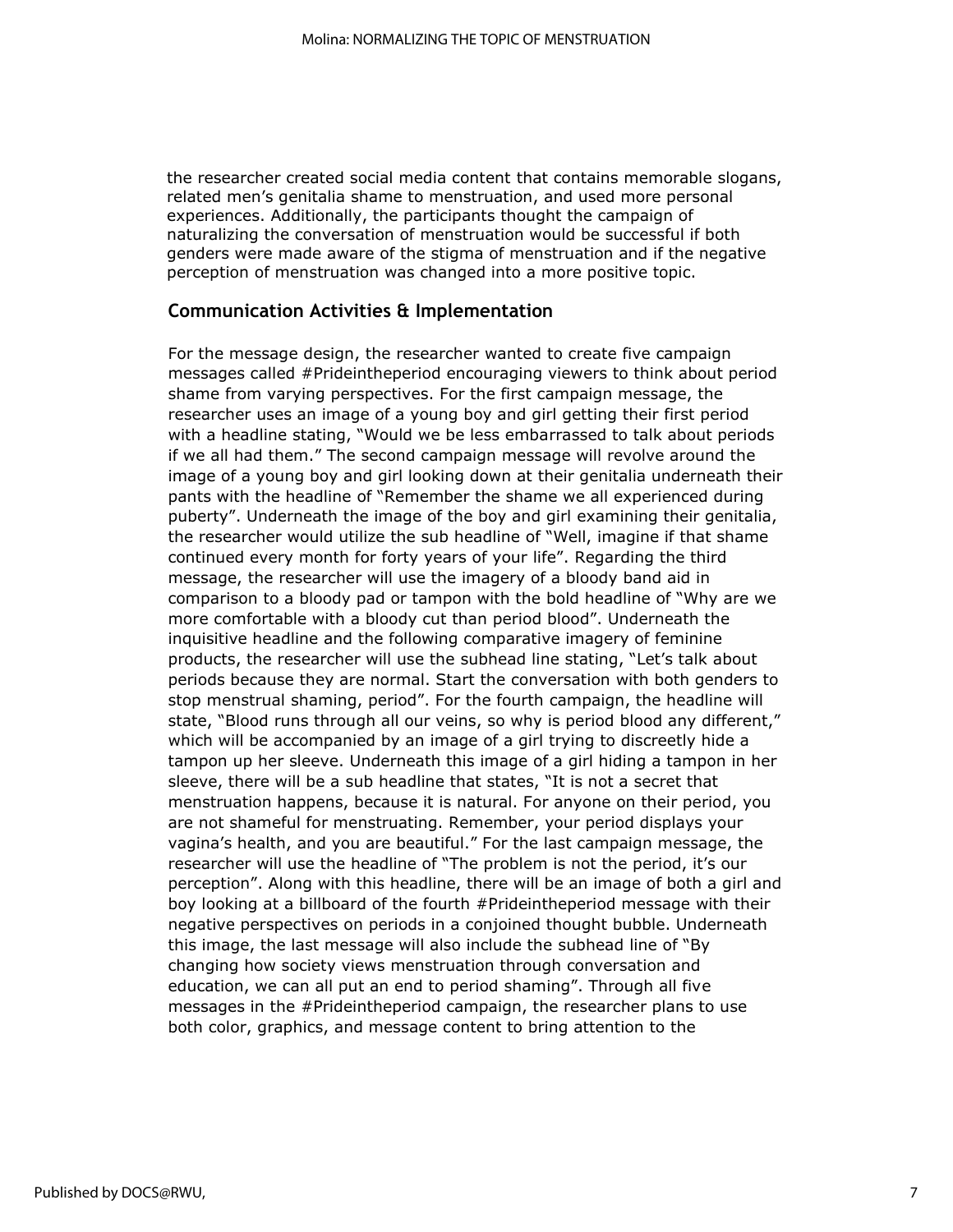the researcher created social media content that contains memorable slogans, related men's genitalia shame to menstruation, and used more personal experiences. Additionally, the participants thought the campaign of naturalizing the conversation of menstruation would be successful if both genders were made aware of the stigma of menstruation and if the negative perception of menstruation was changed into a more positive topic.

## Communication Activities & Implementation

For the message design, the researcher wanted to create five campaign messages called #Prideintheperiod encouraging viewers to think about period shame from varying perspectives. For the first campaign message, the researcher uses an image of a young boy and girl getting their first period with a headline stating, "Would we be less embarrassed to talk about periods if we all had them." The second campaign message will revolve around the image of a young boy and girl looking down at their genitalia underneath their pants with the headline of "Remember the shame we all experienced during puberty". Underneath the image of the boy and girl examining their genitalia, the researcher would utilize the sub headline of "Well, imagine if that shame continued every month for forty years of your life". Regarding the third message, the researcher will use the imagery of a bloody band aid in comparison to a bloody pad or tampon with the bold headline of "Why are we more comfortable with a bloody cut than period blood". Underneath the inquisitive headline and the following comparative imagery of feminine products, the researcher will use the subhead line stating, "Let's talk about periods because they are normal. Start the conversation with both genders to stop menstrual shaming, period". For the fourth campaign, the headline will state, "Blood runs through all our veins, so why is period blood any different," which will be accompanied by an image of a girl trying to discreetly hide a tampon up her sleeve. Underneath this image of a girl hiding a tampon in her sleeve, there will be a sub headline that states, "It is not a secret that menstruation happens, because it is natural. For anyone on their period, you are not shameful for menstruating. Remember, your period displays your vagina's health, and you are beautiful." For the last campaign message, the researcher will use the headline of "The problem is not the period, it's our perception". Along with this headline, there will be an image of both a girl and boy looking at a billboard of the fourth #Prideintheperiod message with their negative perspectives on periods in a conjoined thought bubble. Underneath this image, the last message will also include the subhead line of "By changing how society views menstruation through conversation and education, we can all put an end to period shaming". Through all five messages in the #Prideintheperiod campaign, the researcher plans to use both color, graphics, and message content to bring attention to the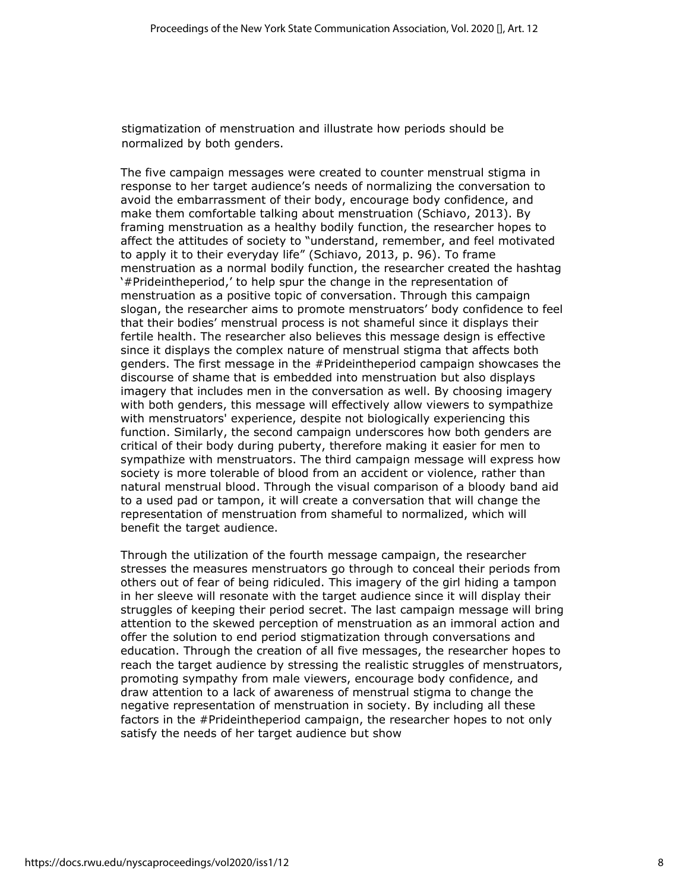stigmatization of menstruation and illustrate how periods should be normalized by both genders.

The five campaign messages were created to counter menstrual stigma in response to her target audience's needs of normalizing the conversation to avoid the embarrassment of their body, encourage body confidence, and make them comfortable talking about menstruation (Schiavo, 2013). By framing menstruation as a healthy bodily function, the researcher hopes to affect the attitudes of society to "understand, remember, and feel motivated to apply it to their everyday life" (Schiavo, 2013, p. 96). To frame menstruation as a normal bodily function, the researcher created the hashtag '#Prideintheperiod,' to help spur the change in the representation of menstruation as a positive topic of conversation. Through this campaign slogan, the researcher aims to promote menstruators' body confidence to feel that their bodies' menstrual process is not shameful since it displays their fertile health. The researcher also believes this message design is effective since it displays the complex nature of menstrual stigma that affects both genders. The first message in the #Prideintheperiod campaign showcases the discourse of shame that is embedded into menstruation but also displays imagery that includes men in the conversation as well. By choosing imagery with both genders, this message will effectively allow viewers to sympathize with menstruators' experience, despite not biologically experiencing this function. Similarly, the second campaign underscores how both genders are critical of their body during puberty, therefore making it easier for men to sympathize with menstruators. The third campaign message will express how society is more tolerable of blood from an accident or violence, rather than natural menstrual blood. Through the visual comparison of a bloody band aid to a used pad or tampon, it will create a conversation that will change the representation of menstruation from shameful to normalized, which will benefit the target audience.

Through the utilization of the fourth message campaign, the researcher stresses the measures menstruators go through to conceal their periods from others out of fear of being ridiculed. This imagery of the girl hiding a tampon in her sleeve will resonate with the target audience since it will display their struggles of keeping their period secret. The last campaign message will bring attention to the skewed perception of menstruation as an immoral action and offer the solution to end period stigmatization through conversations and education. Through the creation of all five messages, the researcher hopes to reach the target audience by stressing the realistic struggles of menstruators, promoting sympathy from male viewers, encourage body confidence, and draw attention to a lack of awareness of menstrual stigma to change the negative representation of menstruation in society. By including all these factors in the #Prideintheperiod campaign, the researcher hopes to not only satisfy the needs of her target audience but show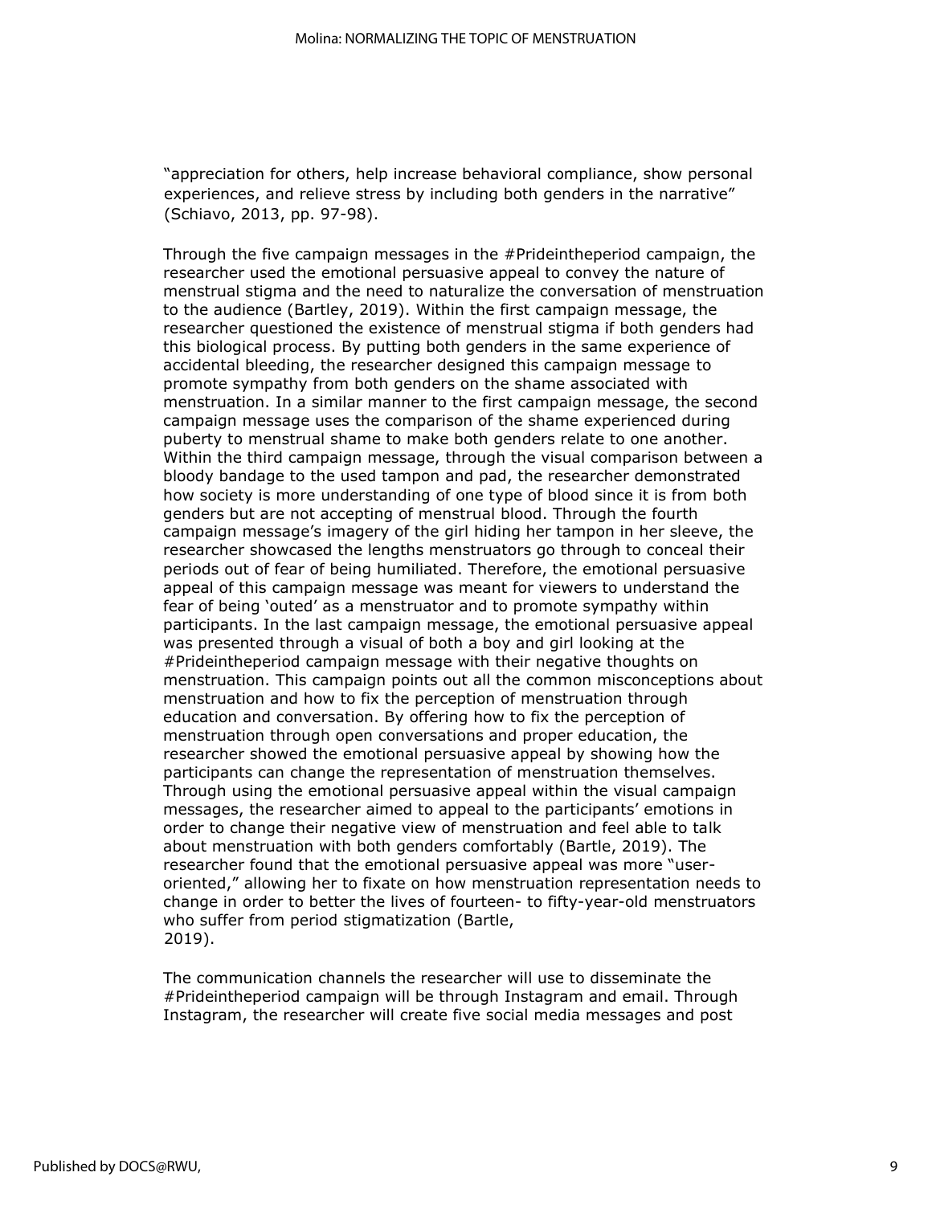"appreciation for others, help increase behavioral compliance, show personal experiences, and relieve stress by including both genders in the narrative" (Schiavo, 2013, pp. 97-98).

Through the five campaign messages in the #Prideintheperiod campaign, the researcher used the emotional persuasive appeal to convey the nature of menstrual stigma and the need to naturalize the conversation of menstruation to the audience (Bartley, 2019). Within the first campaign message, the researcher questioned the existence of menstrual stigma if both genders had this biological process. By putting both genders in the same experience of accidental bleeding, the researcher designed this campaign message to promote sympathy from both genders on the shame associated with menstruation. In a similar manner to the first campaign message, the second campaign message uses the comparison of the shame experienced during puberty to menstrual shame to make both genders relate to one another. Within the third campaign message, through the visual comparison between a bloody bandage to the used tampon and pad, the researcher demonstrated how society is more understanding of one type of blood since it is from both genders but are not accepting of menstrual blood. Through the fourth campaign message's imagery of the girl hiding her tampon in her sleeve, the researcher showcased the lengths menstruators go through to conceal their periods out of fear of being humiliated. Therefore, the emotional persuasive appeal of this campaign message was meant for viewers to understand the fear of being 'outed' as a menstruator and to promote sympathy within participants. In the last campaign message, the emotional persuasive appeal was presented through a visual of both a boy and girl looking at the #Prideintheperiod campaign message with their negative thoughts on menstruation. This campaign points out all the common misconceptions about menstruation and how to fix the perception of menstruation through education and conversation. By offering how to fix the perception of menstruation through open conversations and proper education, the researcher showed the emotional persuasive appeal by showing how the participants can change the representation of menstruation themselves. Through using the emotional persuasive appeal within the visual campaign messages, the researcher aimed to appeal to the participants' emotions in order to change their negative view of menstruation and feel able to talk about menstruation with both genders comfortably (Bartle, 2019). The researcher found that the emotional persuasive appeal was more "user-oriented," allowing her to fixate on how menstruation representation needs to change in order to better the lives of fourteen- to fifty-year-old menstruators who suffer from period stigmatization (Bartle, 2019).

The communication channels the researcher will use to disseminate the #Prideintheperiod campaign will be through Instagram and email. Through Instagram, the researcher will create five social media messages and post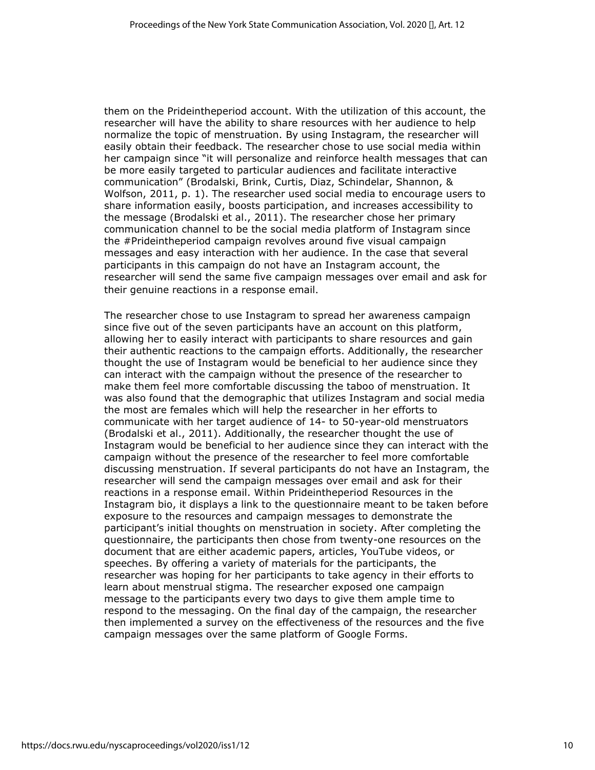them on the Prideintheperiod account. With the utilization of this account, the researcher will have the ability to share resources with her audience to help normalize the topic of menstruation. By using Instagram, the researcher will easily obtain their feedback. The researcher chose to use social media within her campaign since "it will personalize and reinforce health messages that can be more easily targeted to particular audiences and facilitate interactive communication" (Brodalski, Brink, Curtis, Diaz, Schindelar, Shannon, & Wolfson, 2011, p. 1). The researcher used social media to encourage users to share information easily, boosts participation, and increases accessibility to the message (Brodalski et al., 2011). The researcher chose her primary communication channel to be the social media platform of Instagram since the #Prideintheperiod campaign revolves around five visual campaign messages and easy interaction with her audience. In the case that several participants in this campaign do not have an Instagram account, the researcher will send the same five campaign messages over email and ask for their genuine reactions in a response email.

The researcher chose to use Instagram to spread her awareness campaign since five out of the seven participants have an account on this platform, allowing her to easily interact with participants to share resources and gain their authentic reactions to the campaign efforts. Additionally, the researcher thought the use of Instagram would be beneficial to her audience since they can interact with the campaign without the presence of the researcher to make them feel more comfortable discussing the taboo of menstruation. It was also found that the demographic that utilizes Instagram and social media the most are females which will help the researcher in her efforts to communicate with her target audience of 14- to 50-year-old menstruators (Brodalski et al., 2011). Additionally, the researcher thought the use of Instagram would be beneficial to her audience since they can interact with the campaign without the presence of the researcher to feel more comfortable discussing menstruation. If several participants do not have an Instagram, the researcher will send the campaign messages over email and ask for their reactions in a response email. Within Prideintheperiod Resources in the Instagram bio, it displays a link to the questionnaire meant to be taken before exposure to the resources and campaign messages to demonstrate the participant's initial thoughts on menstruation in society. After completing the questionnaire, the participants then chose from twenty-one resources on the document that are either academic papers, articles, YouTube videos, or speeches. By offering a variety of materials for the participants, the researcher was hoping for her participants to take agency in their efforts to learn about menstrual stigma. The researcher exposed one campaign message to the participants every two days to give them ample time to respond to the messaging. On the final day of the campaign, the researcher then implemented a survey on the effectiveness of the resources and the five campaign messages over the same platform of Google Forms.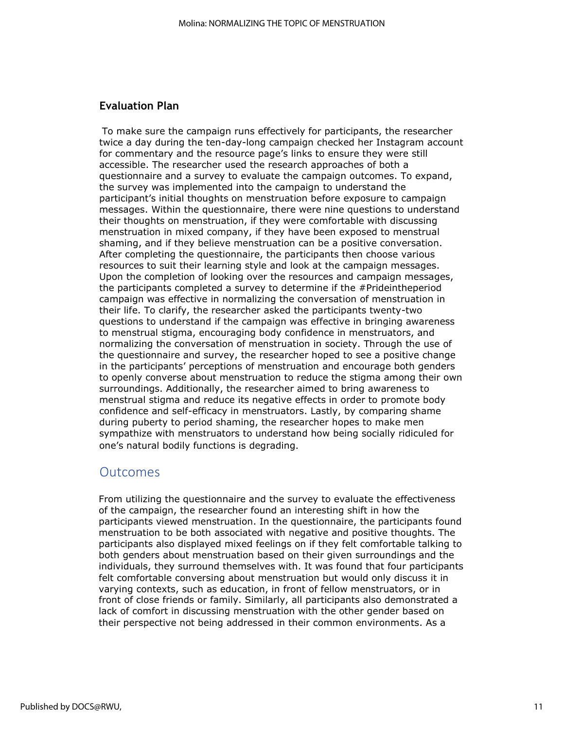## Evaluation Plan

To make sure the campaign runs effectively for participants, the researcher twice a day during the ten-day-long campaign checked her Instagram account for commentary and the resource page's links to ensure they were still accessible. The researcher used the research approaches of both a questionnaire and a survey to evaluate the campaign outcomes. To expand, the survey was implemented into the campaign to understand the participant's initial thoughts on menstruation before exposure to campaign messages. Within the questionnaire, there were nine questions to understand their thoughts on menstruation, if they were comfortable with discussing menstruation in mixed company, if they have been exposed to menstrual shaming, and if they believe menstruation can be a positive conversation. After completing the questionnaire, the participants then choose various resources to suit their learning style and look at the campaign messages. Upon the completion of looking over the resources and campaign messages, the participants completed a survey to determine if the #Prideintheperiod campaign was effective in normalizing the conversation of menstruation in their life. To clarify, the researcher asked the participants twenty-two questions to understand if the campaign was effective in bringing awareness to menstrual stigma, encouraging body confidence in menstruators, and normalizing the conversation of menstruation in society. Through the use of the questionnaire and survey, the researcher hoped to see a positive change in the participants' perceptions of menstruation and encourage both genders to openly converse about menstruation to reduce the stigma among their own surroundings. Additionally, the researcher aimed to bring awareness to menstrual stigma and reduce its negative effects in order to promote body confidence and self-efficacy in menstruators. Lastly, by comparing shame during puberty to period shaming, the researcher hopes to make men sympathize with menstruators to understand how being socially ridiculed for one's natural bodily functions is degrading.

## Outcomes

From utilizing the questionnaire and the survey to evaluate the effectiveness of the campaign, the researcher found an interesting shift in how the participants viewed menstruation. In the questionnaire, the participants found menstruation to be both associated with negative and positive thoughts. The participants also displayed mixed feelings on if they felt comfortable talking to both genders about menstruation based on their given surroundings and the individuals, they surround themselves with. It was found that four participants felt comfortable conversing about menstruation but would only discuss it in varying contexts, such as education, in front of fellow menstruators, or in front of close friends or family. Similarly, all participants also demonstrated a lack of comfort in discussing menstruation with the other gender based on their perspective not being addressed in their common environments. As a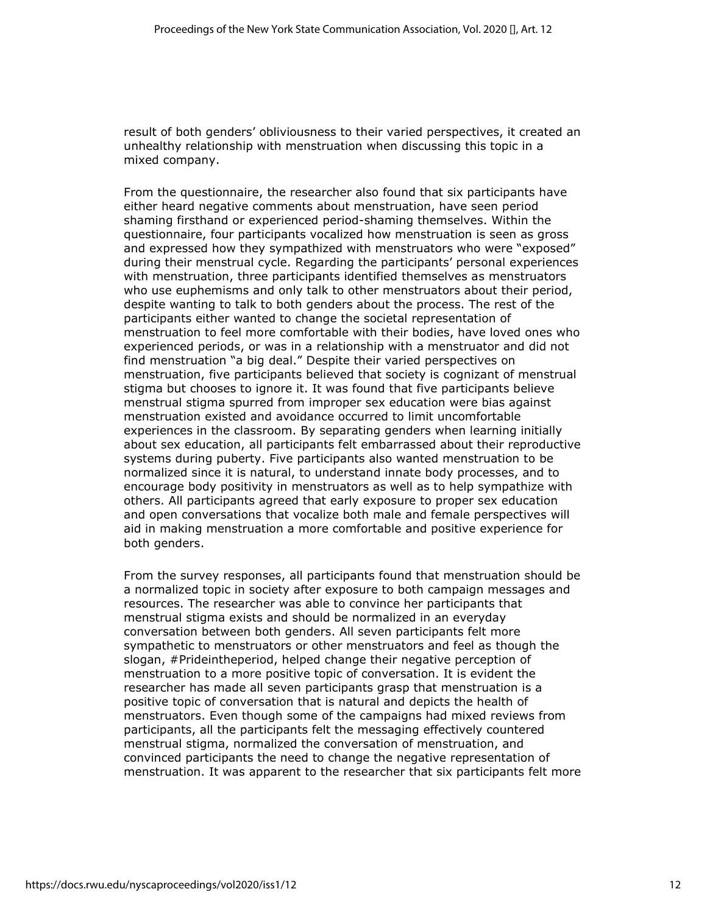result of both genders' obliviousness to their varied perspectives, it created an unhealthy relationship with menstruation when discussing this topic in a mixed company.

From the questionnaire, the researcher also found that six participants have either heard negative comments about menstruation, have seen period shaming firsthand or experienced period-shaming themselves. Within the questionnaire, four participants vocalized how menstruation is seen as gross and expressed how they sympathized with menstruators who were "exposed" during their menstrual cycle. Regarding the participants' personal experiences with menstruation, three participants identified themselves as menstruators who use euphemisms and only talk to other menstruators about their period, despite wanting to talk to both genders about the process. The rest of the participants either wanted to change the societal representation of menstruation to feel more comfortable with their bodies, have loved ones who experienced periods, or was in a relationship with a menstruator and did not find menstruation "a big deal." Despite their varied perspectives on menstruation, five participants believed that society is cognizant of menstrual stigma but chooses to ignore it. It was found that five participants believe menstrual stigma spurred from improper sex education were bias against menstruation existed and avoidance occurred to limit uncomfortable experiences in the classroom. By separating genders when learning initially about sex education, all participants felt embarrassed about their reproductive systems during puberty. Five participants also wanted menstruation to be normalized since it is natural, to understand innate body processes, and to encourage body positivity in menstruators as well as to help sympathize with others. All participants agreed that early exposure to proper sex education and open conversations that vocalize both male and female perspectives will aid in making menstruation a more comfortable and positive experience for both genders.

From the survey responses, all participants found that menstruation should be a normalized topic in society after exposure to both campaign messages and resources. The researcher was able to convince her participants that menstrual stigma exists and should be normalized in an everyday conversation between both genders. All seven participants felt more sympathetic to menstruators or other menstruators and feel as though the slogan, #Prideintheperiod, helped change their negative perception of menstruation to a more positive topic of conversation. It is evident the researcher has made all seven participants grasp that menstruation is a positive topic of conversation that is natural and depicts the health of menstruators. Even though some of the campaigns had mixed reviews from participants, all the participants felt the messaging effectively countered menstrual stigma, normalized the conversation of menstruation, and convinced participants the need to change the negative representation of menstruation. It was apparent to the researcher that six participants felt more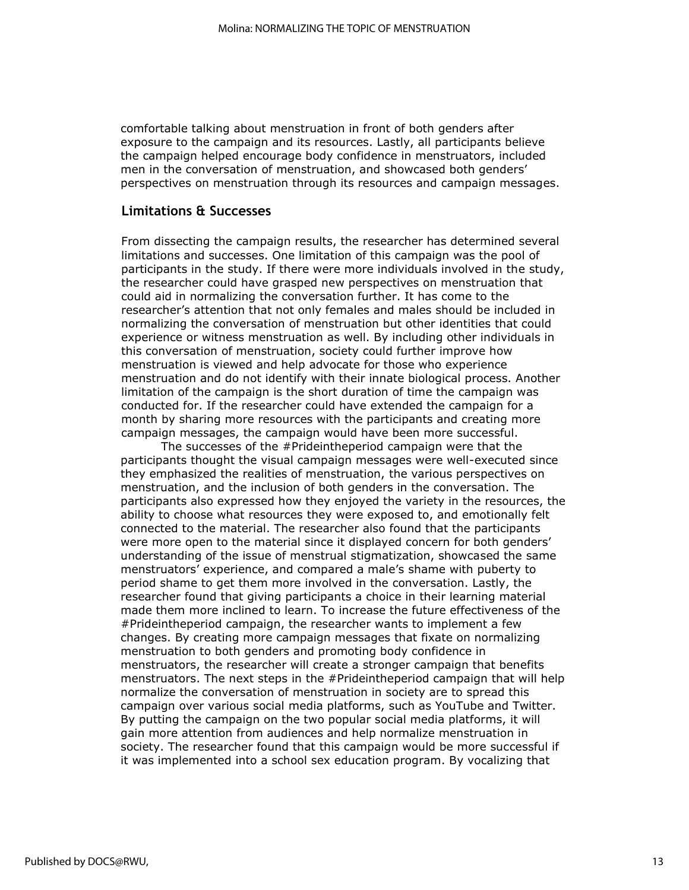comfortable talking about menstruation in front of both genders after exposure to the campaign and its resources. Lastly, all participants believe the campaign helped encourage body confidence in menstruators, included men in the conversation of menstruation, and showcased both genders' perspectives on menstruation through its resources and campaign messages.

## Limitations & Successes

From dissecting the campaign results, the researcher has determined several limitations and successes. One limitation of this campaign was the pool of participants in the study. If there were more individuals involved in the study, the researcher could have grasped new perspectives on menstruation that could aid in normalizing the conversation further. It has come to the researcher's attention that not only females and males should be included in normalizing the conversation of menstruation but other identities that could experience or witness menstruation as well. By including other individuals in this conversation of menstruation, society could further improve how menstruation is viewed and help advocate for those who experience menstruation and do not identify with their innate biological process. Another limitation of the campaign is the short duration of time the campaign was conducted for. If the researcher could have extended the campaign for a month by sharing more resources with the participants and creating more campaign messages, the campaign would have been more successful.

The successes of the #Prideintheperiod campaign were that the participants thought the visual campaign messages were well-executed since they emphasized the realities of menstruation, the various perspectives on menstruation, and the inclusion of both genders in the conversation. The participants also expressed how they enjoyed the variety in the resources, the ability to choose what resources they were exposed to, and emotionally felt connected to the material. The researcher also found that the participants were more open to the material since it displayed concern for both genders' understanding of the issue of menstrual stigmatization, showcased the same menstruators' experience, and compared a male's shame with puberty to period shame to get them more involved in the conversation. Lastly, the researcher found that giving participants a choice in their learning material made them more inclined to learn. To increase the future effectiveness of the #Prideintheperiod campaign, the researcher wants to implement a few changes. By creating more campaign messages that fixate on normalizing menstruation to both genders and promoting body confidence in menstruators, the researcher will create a stronger campaign that benefits menstruators. The next steps in the #Prideintheperiod campaign that will help normalize the conversation of menstruation in society are to spread this campaign over various social media platforms, such as YouTube and Twitter. By putting the campaign on the two popular social media platforms, it will gain more attention from audiences and help normalize menstruation in society. The researcher found that this campaign would be more successful if it was implemented into a school sex education program. By vocalizing that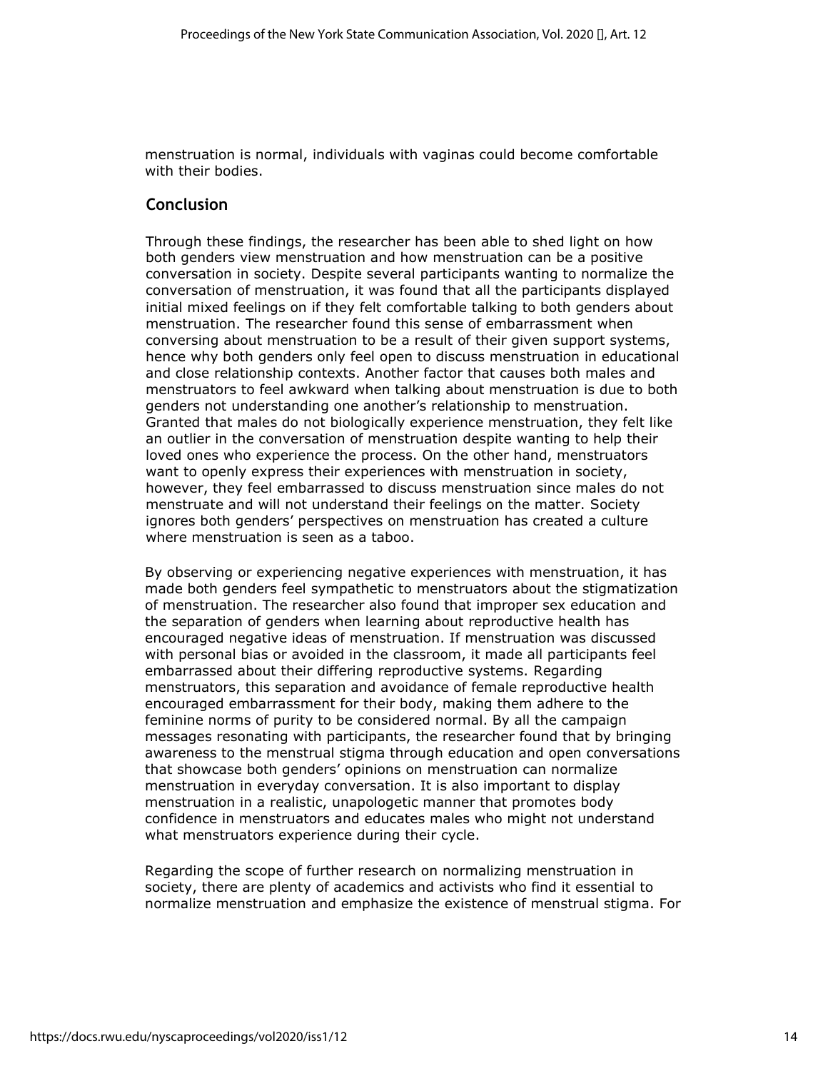menstruation is normal, individuals with vaginas could become comfortable with their bodies.

## Conclusion

Through these findings, the researcher has been able to shed light on how both genders view menstruation and how menstruation can be a positive conversation in society. Despite several participants wanting to normalize the conversation of menstruation, it was found that all the participants displayed initial mixed feelings on if they felt comfortable talking to both genders about menstruation. The researcher found this sense of embarrassment when conversing about menstruation to be a result of their given support systems, hence why both genders only feel open to discuss menstruation in educational and close relationship contexts. Another factor that causes both males and menstruators to feel awkward when talking about menstruation is due to both genders not understanding one another's relationship to menstruation. Granted that males do not biologically experience menstruation, they felt like an outlier in the conversation of menstruation despite wanting to help their loved ones who experience the process. On the other hand, menstruators want to openly express their experiences with menstruation in society, however, they feel embarrassed to discuss menstruation since males do not menstruate and will not understand their feelings on the matter. Society ignores both genders' perspectives on menstruation has created a culture where menstruation is seen as a taboo.

By observing or experiencing negative experiences with menstruation, it has made both genders feel sympathetic to menstruators about the stigmatization of menstruation. The researcher also found that improper sex education and the separation of genders when learning about reproductive health has encouraged negative ideas of menstruation. If menstruation was discussed with personal bias or avoided in the classroom, it made all participants feel embarrassed about their differing reproductive systems. Regarding menstruators, this separation and avoidance of female reproductive health encouraged embarrassment for their body, making them adhere to the feminine norms of purity to be considered normal. By all the campaign messages resonating with participants, the researcher found that by bringing awareness to the menstrual stigma through education and open conversations that showcase both genders' opinions on menstruation can normalize menstruation in everyday conversation. It is also important to display menstruation in a realistic, unapologetic manner that promotes body confidence in menstruators and educates males who might not understand what menstruators experience during their cycle.

Regarding the scope of further research on normalizing menstruation in society, there are plenty of academics and activists who find it essential to normalize menstruation and emphasize the existence of menstrual stigma. For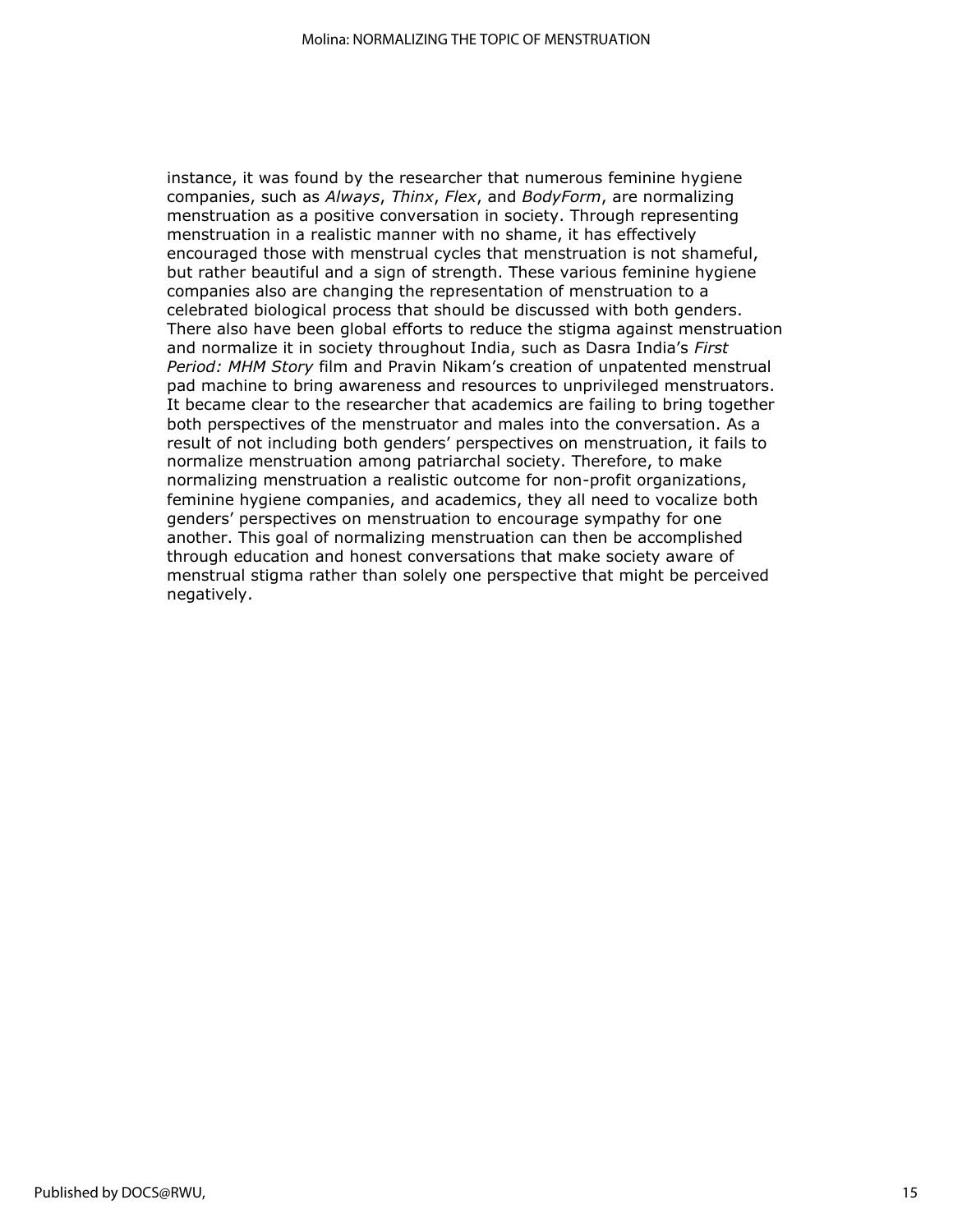instance, it was found by the researcher that numerous feminine hygiene companies, such as *Always*, *Thinx*, *Flex*, and *BodyForm*, are normalizing menstruation as a positive conversation in society. Through representing menstruation in a realistic manner with no shame, it has effectively encouraged those with menstrual cycles that menstruation is not shameful, but rather beautiful and a sign of strength. These various feminine hygiene companies also are changing the representation of menstruation to a celebrated biological process that should be discussed with both genders. There also have been global efforts to reduce the stigma against menstruation and normalize it in society throughout India, such as Dasra India's *First Period: MHM Story* film and Pravin Nikam's creation of unpatented menstrual pad machine to bring awareness and resources to unprivileged menstruators. It became clear to the researcher that academics are failing to bring together both perspectives of the menstruator and males into the conversation. As a result of not including both genders' perspectives on menstruation, it fails to normalize menstruation among patriarchal society. Therefore, to make normalizing menstruation a realistic outcome for non-profit organizations, feminine hygiene companies, and academics, they all need to vocalize both genders' perspectives on menstruation to encourage sympathy for one another. This goal of normalizing menstruation can then be accomplished through education and honest conversations that make society aware of menstrual stigma rather than solely one perspective that might be perceived negatively.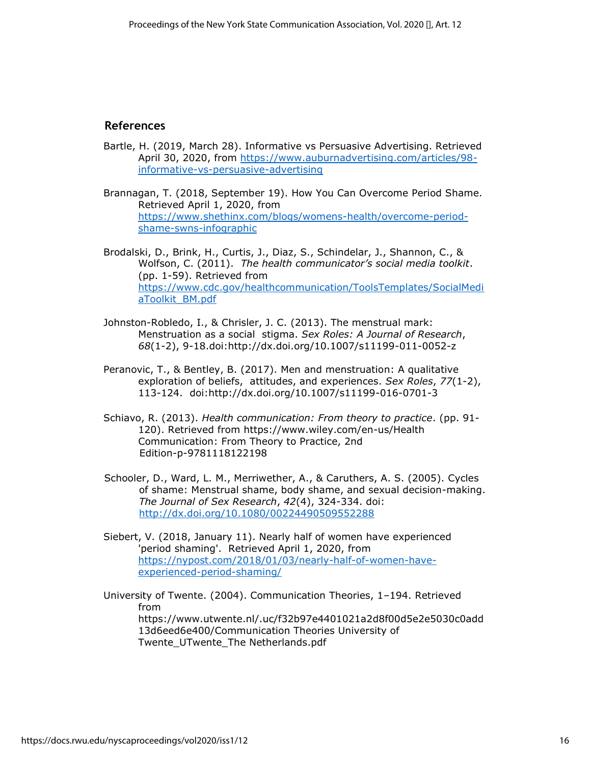## References

Bartle, H. (2019, March 28). Informative vs Persuasive Advertising. Retrieved April 30, 2020, from https://www.auburnadvertising.com/articles/98-informative-vs-persuasive-advertising

Brannagan, T. (2018, September 19). How You Can Overcome Period Shame. Retrieved April 1, 2020, from https://www.shethinx.com/blogs/womens-health/overcome-period-shame-swns-infographic

Brodalski, D., Brink, H., Curtis, J., Diaz, S., Schindelar, J., Shannon, C., & Wolfson, C. (2011). *The health communicator's social media toolkit*. (pp. 1-59). Retrieved from https://www.cdc.gov/healthcommunication/ToolsTemplates/SocialMediaToolkit_BM.pdf

Johnston-Robledo, I., & Chrisler, J. C. (2013). The menstrual mark: Menstruation as a social stigma. *Sex Roles: A Journal of Research*, *68*(1-2), 9-18.doi:http://dx.doi.org/10.1007/s11199-011-0052-z

Peranovic, T., & Bentley, B. (2017). Men and menstruation: A qualitative exploration of beliefs, attitudes, and experiences. *Sex Roles*, *77*(1-2), 113-124. doi:http://dx.doi.org/10.1007/s11199-016-0701-3

Schiavo, R. (2013). *Health communication: From theory to practice*. (pp. 91-120). Retrieved from https://www.wiley.com/en-us/Health Communication: From Theory to Practice, 2nd Edition-p-9781118122198

Schooler, D., Ward, L. M., Merriwether, A., & Caruthers, A. S. (2005). Cycles of shame: Menstrual shame, body shame, and sexual decision-making. *The Journal of Sex Research*, *42*(4), 324-334. doi: http://dx.doi.org/10.1080/00224490509552288

Siebert, V. (2018, January 11). Nearly half of women have experienced 'period shaming'. Retrieved April 1, 2020, from https://nypost.com/2018/01/03/nearly-half-of-women-have-experienced-period-shaming/

University of Twente. (2004). Communication Theories, 1–194. Retrieved from https://www.utwente.nl/.uc/f32b97e4401021a2d8f00d5e2e5030c0add13d6eed6e400/Communication Theories University of Twente_UTwente_The Netherlands.pdf